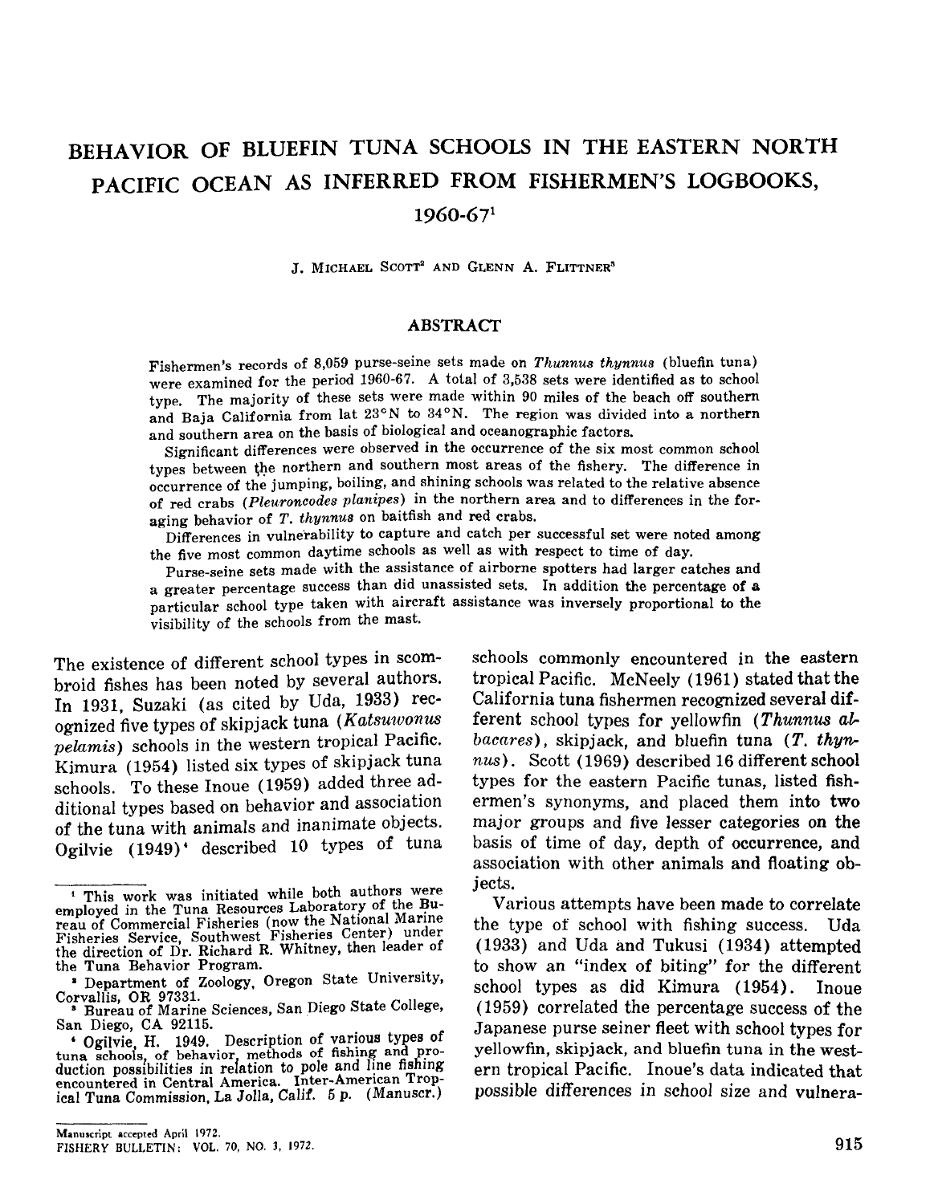# BEHAVIOR OF BLUEFIN TUNA SCHOOLS IN THE EASTERN NORTH PACIFIC OCEAN AS INFERRED FROM FISHERMEN'S LOGBOOKS, 1960-67[1]

J. MICHAEL SCOTT[2] AND GLENN A. FLITTNER[3]

## ABSTRACT

Fishermen's records of 8,059 purse-seine sets made on *Thunnus thynnus* (bluefin tuna) were examined for the period 1960-67. A total of 3,538 sets were identified as to school type. The majority of these sets were made within 90 miles of the beach off southern and Baja California from lat 23°N to 34°N. The region was divided into a northern and southern area on the basis of biological and oceanographic factors.

Significant differences were observed in the occurrence of the six most common school types between the northern and southern most areas of the fishery. The difference in occurrence of the jumping, boiling, and shining schools was related to the relative absence of red crabs (*Pleuroncodes planipes*) in the northern area and to differences in the foraging behavior of *T. thynnus* on baitfish and red crabs.

Differences in vulnerability to capture and catch per successful set were noted among the five most common daytime schools as well as with respect to time of day.

Purse-seine sets made with the assistance of airborne spotters had larger catches and a greater percentage success than did unassisted sets. In addition the percentage of a particular school type taken with aircraft assistance was inversely proportional to the visibility of the schools from the mast.

The existence of different school types in scombroid fishes has been noted by several authors. In 1931, Suzaki (as cited by Uda, 1933) recognized five types of skipjack tuna (*Katsuwonus pelamis*) schools in the western tropical Pacific. Kimura (1954) listed six types of skipjack tuna schools. To these Inoue (1959) added three additional types based on behavior and association of the tuna with animals and inanimate objects. Ogilvie (1949)[4] described 10 types of tuna schools commonly encountered in the eastern tropical Pacific. McNeely (1961) stated that the California tuna fishermen recognized several different school types for yellowfin (*Thunnus albacares*), skipjack, and bluefin tuna (*T. thynnus*). Scott (1969) described 16 different school types for the eastern Pacific tunas, listed fishermen's synonyms, and placed them into two major groups and five lesser categories on the basis of time of day, depth of occurrence, and association with other animals and floating objects.

Various attempts have been made to correlate the type of school with fishing success. Uda (1933) and Uda and Tukusi (1934) attempted to show an "index of biting" for the different school types as did Kimura (1954). Inoue (1959) correlated the percentage success of the Japanese purse seiner fleet with school types for yellowfin, skipjack, and bluefin tuna in the western tropical Pacific. Inoue's data indicated that possible differences in school size and vulnera-

[1] This work was initiated while both authors were employed in the Tuna Resources Laboratory of the Bureau of Commercial Fisheries (now the National Marine Fisheries Service, Southwest Fisheries Center) under the direction of Dr. Richard R. Whitney, then leader of the Tuna Behavior Program.

[2] Department of Zoology, Oregon State University, Corvallis, OR 97331.

[3] Bureau of Marine Sciences, San Diego State College, San Diego, CA 92115.

[4] Ogilvie, H. 1949. Description of various types of tuna schools, of behavior, methods of fishing and production possibilities in relation to pole and line fishing encountered in Central America. Inter-American Tropical Tuna Commission, La Jolla, Calif. 5 p. (Manuscr.)

Manuscript accepted April 1972.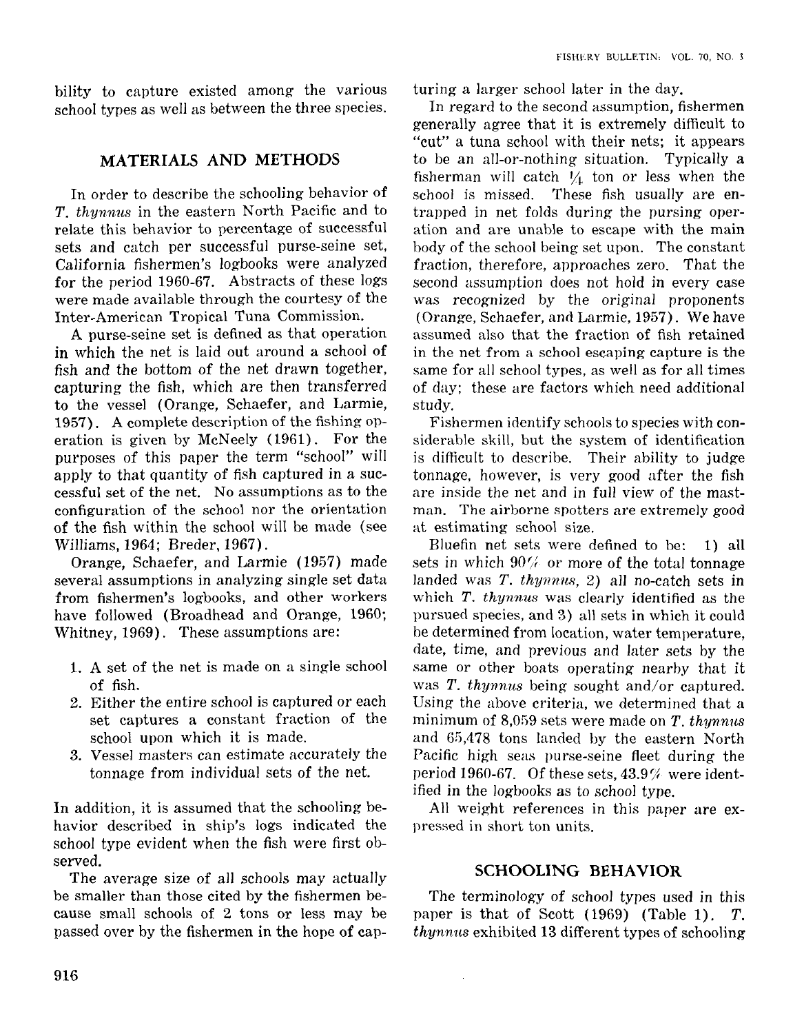bility to capture existed among the various school types as well as between the three species.

## MATERIALS AND METHODS

In order to describe the schooling behavior of *T. thynnus* in the eastern North Pacific and to relate this behavior to percentage of successful sets and catch per successful purse-seine set, California fishermen's logbooks were analyzed for the period 1960-67. Abstracts of these logs were made available through the courtesy of the Inter-American Tropical Tuna Commission.

A purse-seine set is defined as that operation in which the net is laid out around a school of fish and the bottom of the net drawn together, capturing the fish, which are then transferred to the vessel (Orange, Schaefer, and Larmie, 1957). A complete description of the fishing operation is given by McNeely (1961). For the purposes of this paper the term "school" will apply to that quantity of fish captured in a successful set of the net. No assumptions as to the configuration of the school nor the orientation of the fish within the school will be made (see Williams, 1964; Breder, 1967).

Orange, Schaefer, and Larmie (1957) made several assumptions in analyzing single set data from fishermen's logbooks, and other workers have followed (Broadhead and Orange, 1960; Whitney, 1969). These assumptions are:

1. A set of the net is made on a single school of fish.
2. Either the entire school is captured or each set captures a constant fraction of the school upon which it is made.
3. Vessel masters can estimate accurately the tonnage from individual sets of the net.

In addition, it is assumed that the schooling behavior described in ship's logs indicated the school type evident when the fish were first observed.

The average size of all schools may actually be smaller than those cited by the fishermen because small schools of 2 tons or less may be passed over by the fishermen in the hope of capturing a larger school later in the day.

In regard to the second assumption, fishermen generally agree that it is extremely difficult to "cut" a tuna school with their nets; it appears to be an all-or-nothing situation. Typically a fisherman will catch $\frac{1}{4}$ ton or less when the school is missed. These fish usually are entrapped in net folds during the pursing operation and are unable to escape with the main body of the school being set upon. The constant fraction, therefore, approaches zero. That the second assumption does not hold in every case was recognized by the original proponents (Orange, Schaefer, and Larmie, 1957). We have assumed also that the fraction of fish retained in the net from a school escaping capture is the same for all school types, as well as for all times of day; these are factors which need additional study.

Fishermen identify schools to species with considerable skill, but the system of identification is difficult to describe. Their ability to judge tonnage, however, is very good after the fish are inside the net and in full view of the mastman. The airborne spotters are extremely good at estimating school size.

Bluefin net sets were defined to be: 1) all sets in which 90% or more of the total tonnage landed was *T. thynnus*, 2) all no-catch sets in which *T. thynnus* was clearly identified as the pursued species, and 3) all sets in which it could be determined from location, water temperature, date, time, and previous and later sets by the same or other boats operating nearby that it was *T. thynnus* being sought and/or captured. Using the above criteria, we determined that a minimum of 8,059 sets were made on *T. thynnus* and 65,478 tons landed by the eastern North Pacific high seas purse-seine fleet during the period 1960-67. Of these sets, 43.9% were identified in the logbooks as to school type.

All weight references in this paper are expressed in short ton units.

## SCHOOLING BEHAVIOR

The terminology of school types used in this paper is that of Scott (1969) (Table 1). *T. thynnus* exhibited 13 different types of schooling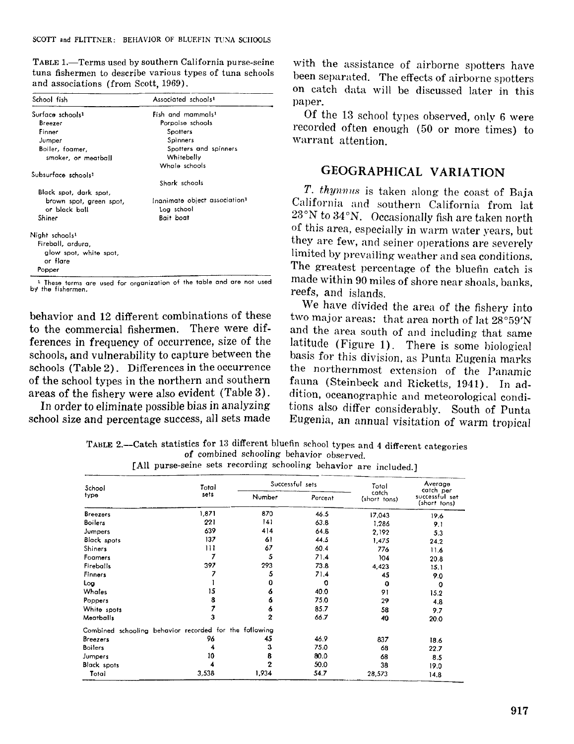TABLE 1.—Terms used by southern California purse-seine tuna fishermen to describe various types of tuna schools and associations (from Scott, 1969).

| School fish | Associated schools[1] |
|---|---|
| Surface schools[1] | Fish and mammals[1] |
| Breezer | Porpoise schools |
| Finner | Spotters |
| Jumper | Spinners |
| Boiler, foamer, smoker, or meatball | Spotters and spinners |
| | Whitebelly |
| | Whale schools |
| Subsurface schools[1] | |
| | Shark schools |
| Black spot, dark spot, brown spot, green spot, or black ball | Inanimate object association[1] |
| | Log school |
| Shiner | Bait boat |
| Night schools[1] | |
| Fireball, ardura, glow spot, white spot, or flare | |
| Popper | |

[1] These terms are used for organization of the table and are not used by the fishermen.

behavior and 12 different combinations of these to the commercial fishermen. There were differences in frequency of occurrence, size of the schools, and vulnerability to capture between the schools (Table 2). Differences in the occurrence of the school types in the northern and southern areas of the fishery were also evident (Table 3).

In order to eliminate possible bias in analyzing school size and percentage success, all sets made with the assistance of airborne spotters have been separated. The effects of airborne spotters on catch data will be discussed later in this paper.

Of the 13 school types observed, only 6 were recorded often enough (50 or more times) to warrant attention.

## GEOGRAPHICAL VARIATION

*T. thynnus* is taken along the coast of Baja California and southern California from lat 23°N to 34°N. Occasionally fish are taken north of this area, especially in warm water years, but they are few, and seiner operations are severely limited by prevailing weather and sea conditions. The greatest percentage of the bluefin catch is made within 90 miles of shore near shoals, banks, reefs, and islands.

We have divided the area of the fishery into two major areas: that area north of lat 28°59′N and the area south of and including that same latitude (Figure 1). There is some biological basis for this division, as Punta Eugenia marks the northernmost extension of the Panamic fauna (Steinbeck and Ricketts, 1941). In addition, oceanographic and meteorological conditions also differ considerably. South of Punta Eugenia, an annual visitation of warm tropical

TABLE 2.—Catch statistics for 13 different bluefin school types and 4 different categories of combined schooling behavior observed.
[All purse-seine sets recording schooling behavior are included.]

| School type | Total sets | Successful sets | | Total catch (short tons) | Average catch per successful set (short tons) |
|---|---|---|---|---|---|
| | | Number | Percent | | |
| Breezers | 1,871 | 870 | 46.5 | 17,043 | 19.6 |
| Boilers | 221 | 141 | 63.8 | 1,286 | 9.1 |
| Jumpers | 639 | 414 | 64.8 | 2,192 | 5.3 |
| Black spots | 137 | 61 | 44.5 | 1,475 | 24.2 |
| Shiners | 111 | 67 | 60.4 | 776 | 11.6 |
| Foamers | 7 | 5 | 71.4 | 104 | 20.8 |
| Fireballs | 397 | 293 | 73.8 | 4,423 | 15.1 |
| Finners | 7 | 5 | 71.4 | 45 | 9.0 |
| Log | 1 | 0 | 0 | 0 | 0 |
| Whales | 15 | 6 | 40.0 | 91 | 15.2 |
| Poppers | 8 | 6 | 75.0 | 29 | 4.8 |
| White spots | 7 | 6 | 85.7 | 58 | 9.7 |
| Meatballs | 3 | 2 | 66.7 | 40 | 20.0 |
| Combined schooling behavior recorded for the following | | | | | |
| Breezers | 96 | 45 | 46.9 | 837 | 18.6 |
| Boilers | 4 | 3 | 75.0 | 68 | 22.7 |
| Jumpers | 10 | 8 | 80.0 | 68 | 8.5 |
| Black spots | 4 | 2 | 50.0 | 38 | 19.0 |
| Total | 3,538 | 1,934 | 54.7 | 28,573 | 14.8 |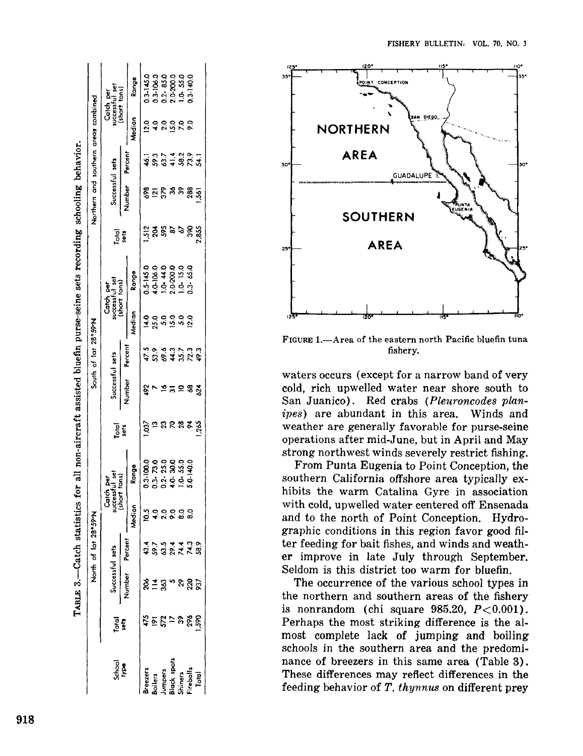TABLE 3.—Catch statistics for all non-aircraft assisted bluefin purse-seine sets recording schooling behavior.

| School type | North of lat 28°59'N | | | | | South of lat 28°59'N | | | | | Northern and southern areas combined | | | | |
|---|---|---|---|---|---|---|---|---|---|---|---|---|---|---|---|
| | Total sets | Successful sets | | Catch per successful set (short tons) | | Total sets | Successful sets | | Catch per successful set (short tons) | | Total sets | Successful sets | | Catch per successful set (short tons) | |
| | | Number | Percent | Median | Range | | Number | Percent | Median | Range | | Number | Percent | Median | Range |
| Breezers | 475 | 206 | 43.4 | 10.5 | 0.3-100.0 | 1,037 | 492 | 47.5 | 14.0 | 0.5-145.0 | 1,512 | 698 | 46.1 | 12.0 | 0.3-145.0 |
| Boilers | 191 | 114 | 59.7 | 4.0 | 0.3- 73.0 | 13 | 7 | 53.9 | 25.0 | 4.0-106.0 | 204 | 121 | 59.3 | 4.0 | 0.3-106.0 |
| Jumpers | 572 | 363 | 63.5 | 2.0 | 0.2- 25.0 | 23 | 16 | 69.6 | 5.0 | 1.0- 44.0 | 595 | 379 | 63.7 | 2.0 | 0.2- 85.0 |
| Black spots | 17 | 5 | 29.4 | 9.0 | 4.0- 30.0 | 70 | 31 | 44.3 | 15.0 | 2.0-200.0 | 87 | 36 | 41.4 | 15.0 | 2.0-200.0 |
| Shiners | 39 | 29 | 74.4 | 8.0 | 1.0- 55.0 | 28 | 10 | 35.7 | 5.0 | 1.0- 15.0 | 67 | 39 | 58.2 | 7.0 | 1.0- 55.0 |
| Fireballs | 296 | 220 | 74.3 | 8.0 | 5.0-140.0 | 94 | 68 | 72.3 | 12.0 | 0.3- 65.0 | 390 | 288 | 73.9 | 9.0 | 0.3-140.0 |
| Total | 1,590 | 937 | 58.9 | | | 1,265 | 624 | 49.3 | | | 2,855 | 1,561 | 54.1 | | |

FIGURE 1.—Area of the eastern north Pacific bluefin tuna fishery.

waters occurs (except for a narrow band of very cold, rich upwelled water near shore south to San Juanico). Red crabs (*Pleuroncodes planipes*) are abundant in this area. Winds and weather are generally favorable for purse-seine operations after mid-June, but in April and May strong northwest winds severely restrict fishing.

From Punta Eugenia to Point Conception, the southern California offshore area typically exhibits the warm Catalina Gyre in association with cold, upwelled water centered off Ensenada and to the north of Point Conception. Hydrographic conditions in this region favor good filter feeding for bait fishes, and winds and weather improve in late July through September. Seldom is this district too warm for bluefin.

The occurrence of the various school types in the northern and southern areas of the fishery is nonrandom (chi square 985.20, $P<0.001$). Perhaps the most striking difference is the almost complete lack of jumping and boiling schools in the southern area and the predominance of breezers in this same area (Table 3). These differences may reflect differences in the feeding behavior of *T. thynnus* on different prey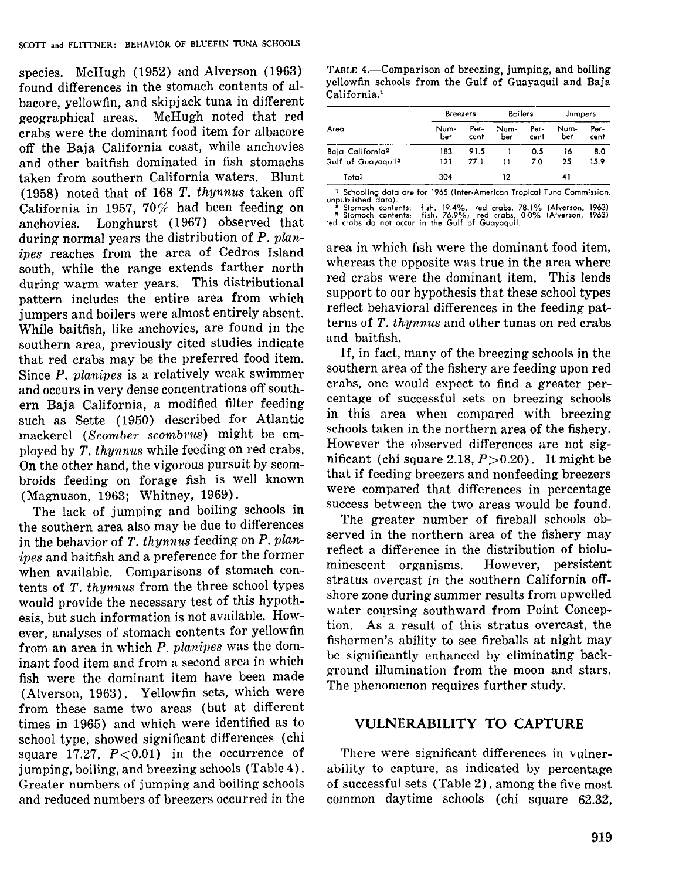species. McHugh (1952) and Alverson (1963) found differences in the stomach contents of albacore, yellowfin, and skipjack tuna in different geographical areas. McHugh noted that red crabs were the dominant food item for albacore off the Baja California coast, while anchovies and other baitfish dominated in fish stomachs taken from southern California waters. Blunt (1958) noted that of 168 *T. thynnus* taken off California in 1957, 70% had been feeding on anchovies. Longhurst (1967) observed that during normal years the distribution of *P. planipes* reaches from the area of Cedros Island south, while the range extends farther north during warm water years. This distributional pattern includes the entire area from which jumpers and boilers were almost entirely absent. While baitfish, like anchovies, are found in the southern area, previously cited studies indicate that red crabs may be the preferred food item. Since *P. planipes* is a relatively weak swimmer and occurs in very dense concentrations off southern Baja California, a modified filter feeding such as Sette (1950) described for Atlantic mackerel (*Scomber scombrus*) might be employed by *T. thynnus* while feeding on red crabs. On the other hand, the vigorous pursuit by scombroids feeding on forage fish is well known (Magnuson, 1963; Whitney, 1969).

The lack of jumping and boiling schools in the southern area also may be due to differences in the behavior of *T. thynnus* feeding on *P. planipes* and baitfish and a preference for the former when available. Comparisons of stomach contents of *T. thynnus* from the three school types would provide the necessary test of this hypothesis, but such information is not available. However, analyses of stomach contents for yellowfin from an area in which *P. planipes* was the dominant food item and from a second area in which fish were the dominant item have been made (Alverson, 1963). Yellowfin sets, which were from these same two areas (but at different times in 1965) and which were identified as to school type, showed significant differences (chi square 17.27, $P<0.01$) in the occurrence of jumping, boiling, and breezing schools (Table 4). Greater numbers of jumping and boiling schools and reduced numbers of breezers occurred in the area in which fish were the dominant food item, whereas the opposite was true in the area where red crabs were the dominant item. This lends support to our hypothesis that these school types reflect behavioral differences in the feeding patterns of *T. thynnus* and other tunas on red crabs and baitfish.

TABLE 4.—Comparison of breezing, jumping, and boiling yellowfin schools from the Gulf of Guayaquil and Baja California.[1]

| Area | Breezers | | Boilers | | Jumpers | |
|---|---|---|---|---|---|---|
| | Number | Percent | Number | Percent | Number | Percent |
| Baja California[2] | 183 | 91.5 | 1 | 0.5 | 16 | 8.0 |
| Gulf of Guayaquil[3] | 121 | 77.1 | 11 | 7.0 | 25 | 15.9 |
| Total | 304 | | 12 | | 41 | |

[1] Schooling data are for 1965 (Inter-American Tropical Tuna Commission, unpublished data).
[2] Stomach contents: fish, 19.4%; red crabs, 78.1% (Alverson, 1963)
[3] Stomach contents: fish, 76.9%; red crabs, 0.0% (Alverson, 1963) red crabs do not occur in the Gulf of Guayaquil.

If, in fact, many of the breezing schools in the southern area of the fishery are feeding upon red crabs, one would expect to find a greater percentage of successful sets on breezing schools in this area when compared with breezing schools taken in the northern area of the fishery. However the observed differences are not significant (chi square 2.18, $P>0.20$). It might be that if feeding breezers and nonfeeding breezers were compared that differences in percentage success between the two areas would be found.

The greater number of fireball schools observed in the northern area of the fishery may reflect a difference in the distribution of bioluminescent organisms. However, persistent stratus overcast in the southern California offshore zone during summer results from upwelled water coursing southward from Point Conception. As a result of this stratus overcast, the fishermen's ability to see fireballs at night may be significantly enhanced by eliminating background illumination from the moon and stars. The phenomenon requires further study.

## VULNERABILITY TO CAPTURE

There were significant differences in vulnerability to capture, as indicated by percentage of successful sets (Table 2), among the five most common daytime schools (chi square 62.32,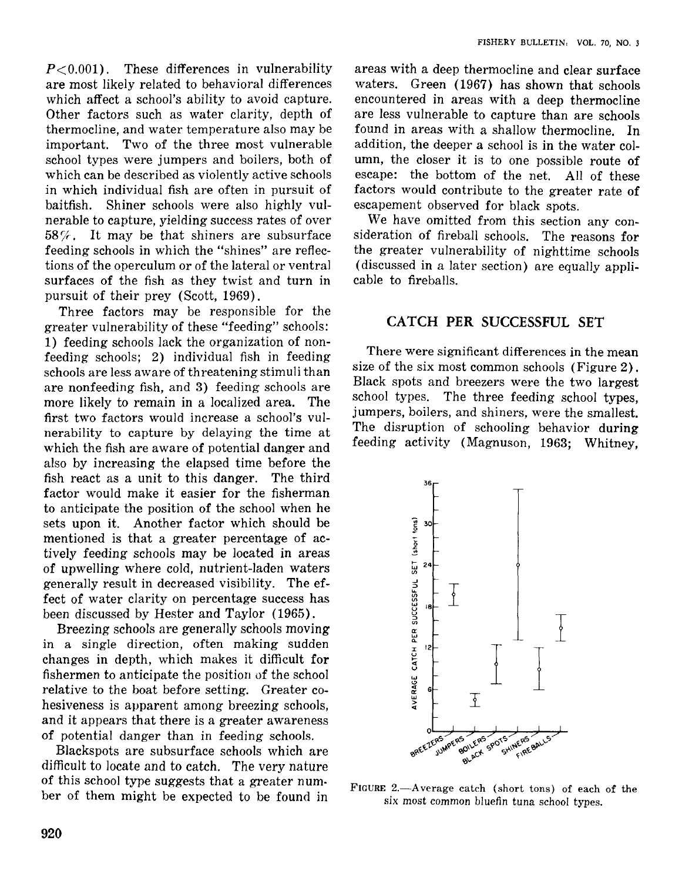P<0.001). These differences in vulnerability are most likely related to behavioral differences which affect a school's ability to avoid capture. Other factors such as water clarity, depth of thermocline, and water temperature also may be important. Two of the three most vulnerable school types were jumpers and boilers, both of which can be described as violently active schools in which individual fish are often in pursuit of baitfish. Shiner schools were also highly vulnerable to capture, yielding success rates of over 58%. It may be that shiners are subsurface feeding schools in which the "shines" are reflections of the operculum or of the lateral or ventral surfaces of the fish as they twist and turn in pursuit of their prey (Scott, 1969).

Three factors may be responsible for the greater vulnerability of these "feeding" schools: 1) feeding schools lack the organization of nonfeeding schools; 2) individual fish in feeding schools are less aware of threatening stimuli than are nonfeeding fish, and 3) feeding schools are more likely to remain in a localized area. The first two factors would increase a school's vulnerability to capture by delaying the time at which the fish are aware of potential danger and also by increasing the elapsed time before the fish react as a unit to this danger. The third factor would make it easier for the fisherman to anticipate the position of the school when he sets upon it. Another factor which should be mentioned is that a greater percentage of actively feeding schools may be located in areas of upwelling where cold, nutrient-laden waters generally result in decreased visibility. The effect of water clarity on percentage success has been discussed by Hester and Taylor (1965).

Breezing schools are generally schools moving in a single direction, often making sudden changes in depth, which makes it difficult for fishermen to anticipate the position of the school relative to the boat before setting. Greater cohesiveness is apparent among breezing schools, and it appears that there is a greater awareness of potential danger than in feeding schools.

Blackspots are subsurface schools which are difficult to locate and to catch. The very nature of this school type suggests that a greater number of them might be expected to be found in areas with a deep thermocline and clear surface waters. Green (1967) has shown that schools encountered in areas with a deep thermocline are less vulnerable to capture than are schools found in areas with a shallow thermocline. In addition, the deeper a school is in the water column, the closer it is to one possible route of escape: the bottom of the net. All of these factors would contribute to the greater rate of escapement observed for black spots.

We have omitted from this section any consideration of fireball schools. The reasons for the greater vulnerability of nighttime schools (discussed in a later section) are equally applicable to fireballs.

## CATCH PER SUCCESSFUL SET

There were significant differences in the mean size of the six most common schools (Figure 2). Black spots and breezers were the two largest school types. The three feeding school types, jumpers, boilers, and shiners, were the smallest. The disruption of schooling behavior during feeding activity (Magnuson, 1963; Whitney,

FIGURE 2.—Average catch (short tons) of each of the six most common bluefin tuna school types.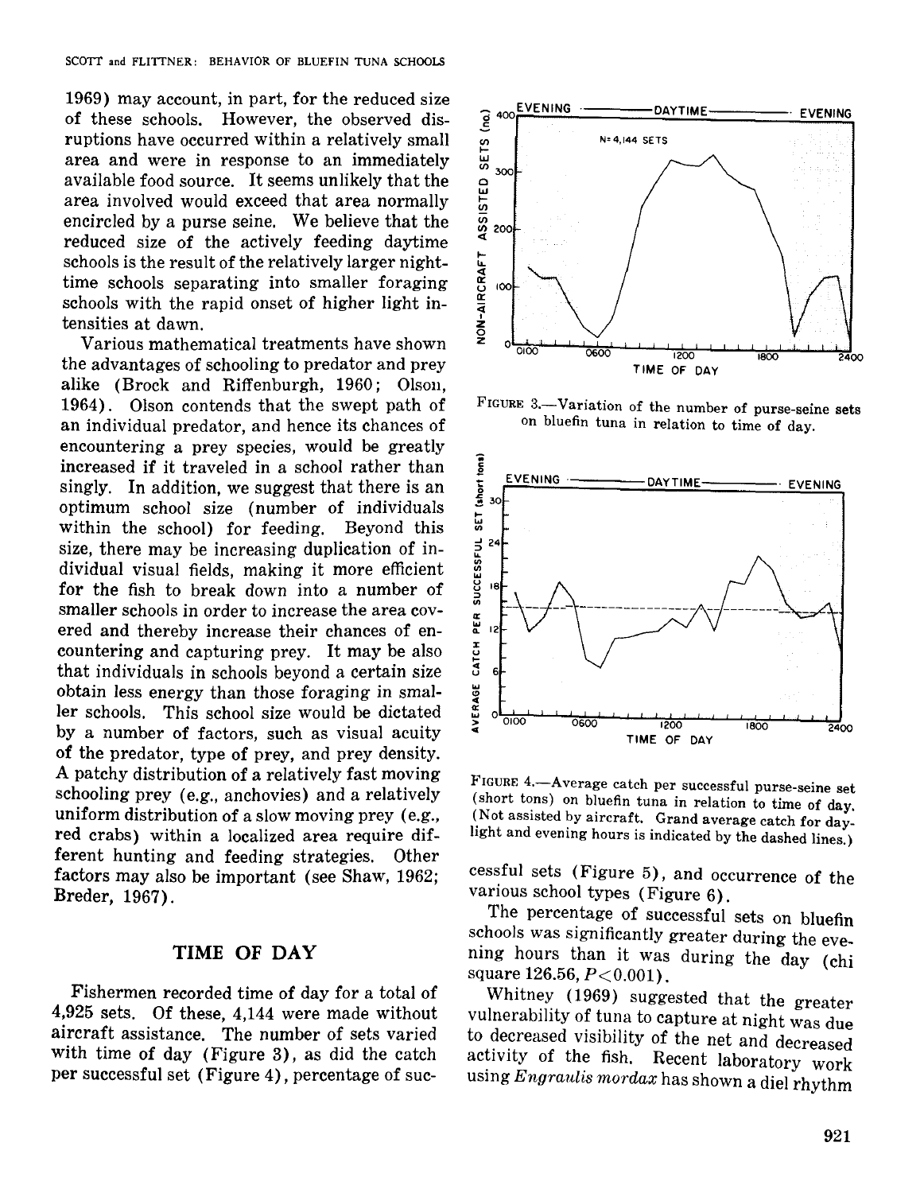1969) may account, in part, for the reduced size of these schools. However, the observed disruptions have occurred within a relatively small area and were in response to an immediately available food source. It seems unlikely that the area involved would exceed that area normally encircled by a purse seine. We believe that the reduced size of the actively feeding daytime schools is the result of the relatively larger nighttime schools separating into smaller foraging schools with the rapid onset of higher light intensities at dawn.

Various mathematical treatments have shown the advantages of schooling to predator and prey alike (Brock and Riffenburgh, 1960; Olson, 1964). Olson contends that the swept path of an individual predator, and hence its chances of encountering a prey species, would be greatly increased if it traveled in a school rather than singly. In addition, we suggest that there is an optimum school size (number of individuals within the school) for feeding. Beyond this size, there may be increasing duplication of individual visual fields, making it more efficient for the fish to break down into a number of smaller schools in order to increase the area covered and thereby increase their chances of encountering and capturing prey. It may be also that individuals in schools beyond a certain size obtain less energy than those foraging in smaller schools. This school size would be dictated by a number of factors, such as visual acuity of the predator, type of prey, and prey density. A patchy distribution of a relatively fast moving schooling prey (e.g., anchovies) and a relatively uniform distribution of a slow moving prey (e.g., red crabs) within a localized area require different hunting and feeding strategies. Other factors may also be important (see Shaw, 1962; Breder, 1967).

## TIME OF DAY

Fishermen recorded time of day for a total of 4,925 sets. Of these, 4,144 were made without aircraft assistance. The number of sets varied with time of day (Figure 3), as did the catch per successful set (Figure 4), percentage of successful sets (Figure 5), and occurrence of the various school types (Figure 6).

FIGURE 3.—Variation of the number of purse-seine sets on bluefin tuna in relation to time of day.

FIGURE 4.—Average catch per successful purse-seine set (short tons) on bluefin tuna in relation to time of day. (Not assisted by aircraft. Grand average catch for daylight and evening hours is indicated by the dashed lines.)

The percentage of successful sets on bluefin schools was significantly greater during the evening hours than it was during the day (chi square 126.56, $P < 0.001$).

Whitney (1969) suggested that the greater vulnerability of tuna to capture at night was due to decreased visibility of the net and decreased activity of the fish. Recent laboratory work using *Engraulis mordax* has shown a diel rhythm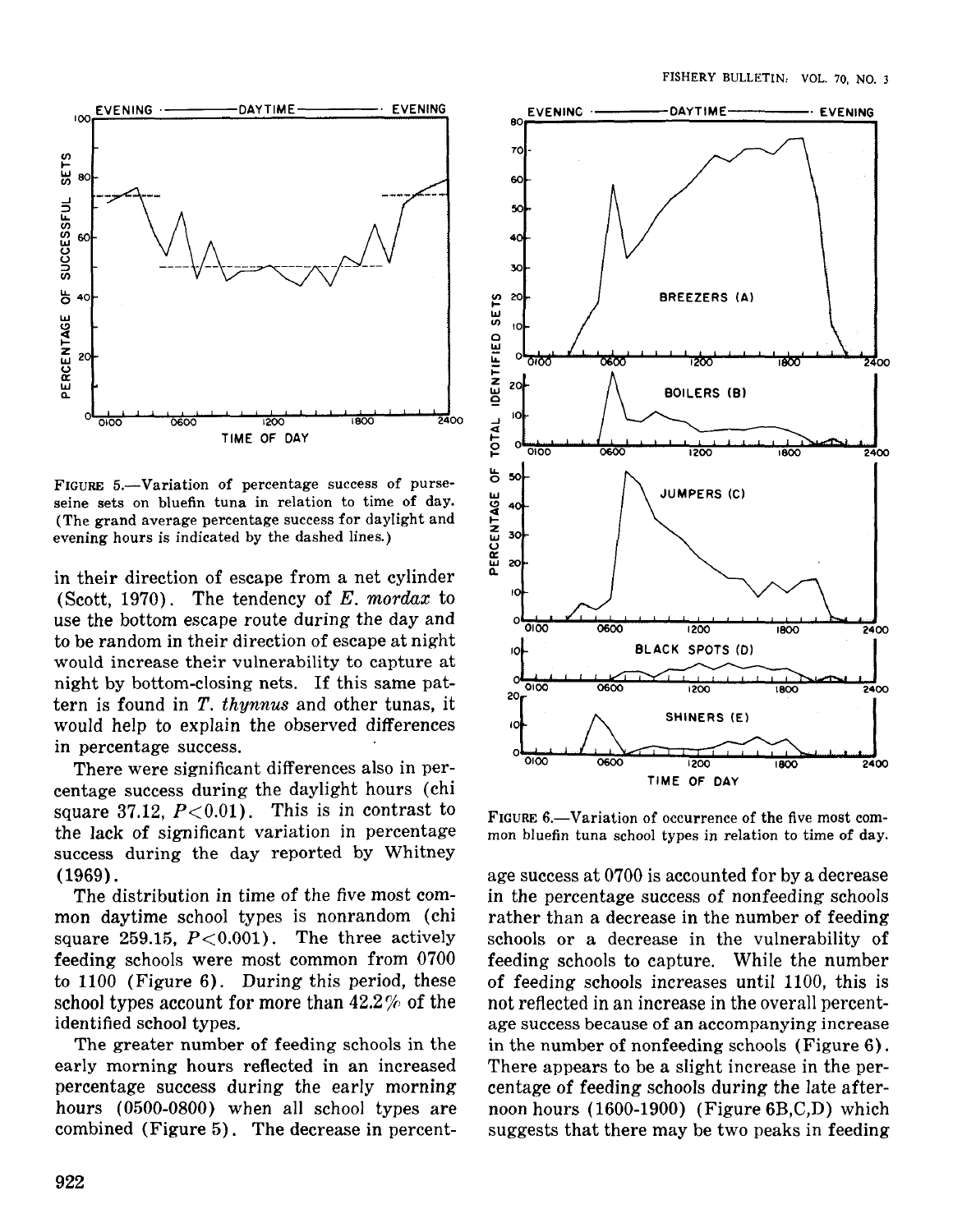FIGURE 5.—Variation of percentage success of purse-seine sets on bluefin tuna in relation to time of day. (The grand average percentage success for daylight and evening hours is indicated by the dashed lines.)

in their direction of escape from a net cylinder (Scott, 1970). The tendency of *E. mordax* to use the bottom escape route during the day and to be random in their direction of escape at night would increase their vulnerability to capture at night by bottom-closing nets. If this same pattern is found in *T. thynnus* and other tunas, it would help to explain the observed differences in percentage success.

There were significant differences also in percentage success during the daylight hours (chi square 37.12, $P<0.01$). This is in contrast to the lack of significant variation in percentage success during the day reported by Whitney (1969).

The distribution in time of the five most common daytime school types is nonrandom (chi square 259.15, $P<0.001$). The three actively feeding schools were most common from 0700 to 1100 (Figure 6). During this period, these school types account for more than 42.2% of the identified school types.

The greater number of feeding schools in the early morning hours reflected in an increased percentage success during the early morning hours (0500-0800) when all school types are combined (Figure 5). The decrease in percentage success at 0700 is accounted for by a decrease in the percentage success of nonfeeding schools rather than a decrease in the number of feeding schools or a decrease in the vulnerability of feeding schools to capture. While the number of feeding schools increases until 1100, this is not reflected in an increase in the overall percentage success because of an accompanying increase in the number of nonfeeding schools (Figure 6). There appears to be a slight increase in the percentage of feeding schools during the late afternoon hours (1600-1900) (Figure 6B,C,D) which suggests that there may be two peaks in feeding

FIGURE 6.—Variation of occurrence of the five most common bluefin tuna school types in relation to time of day.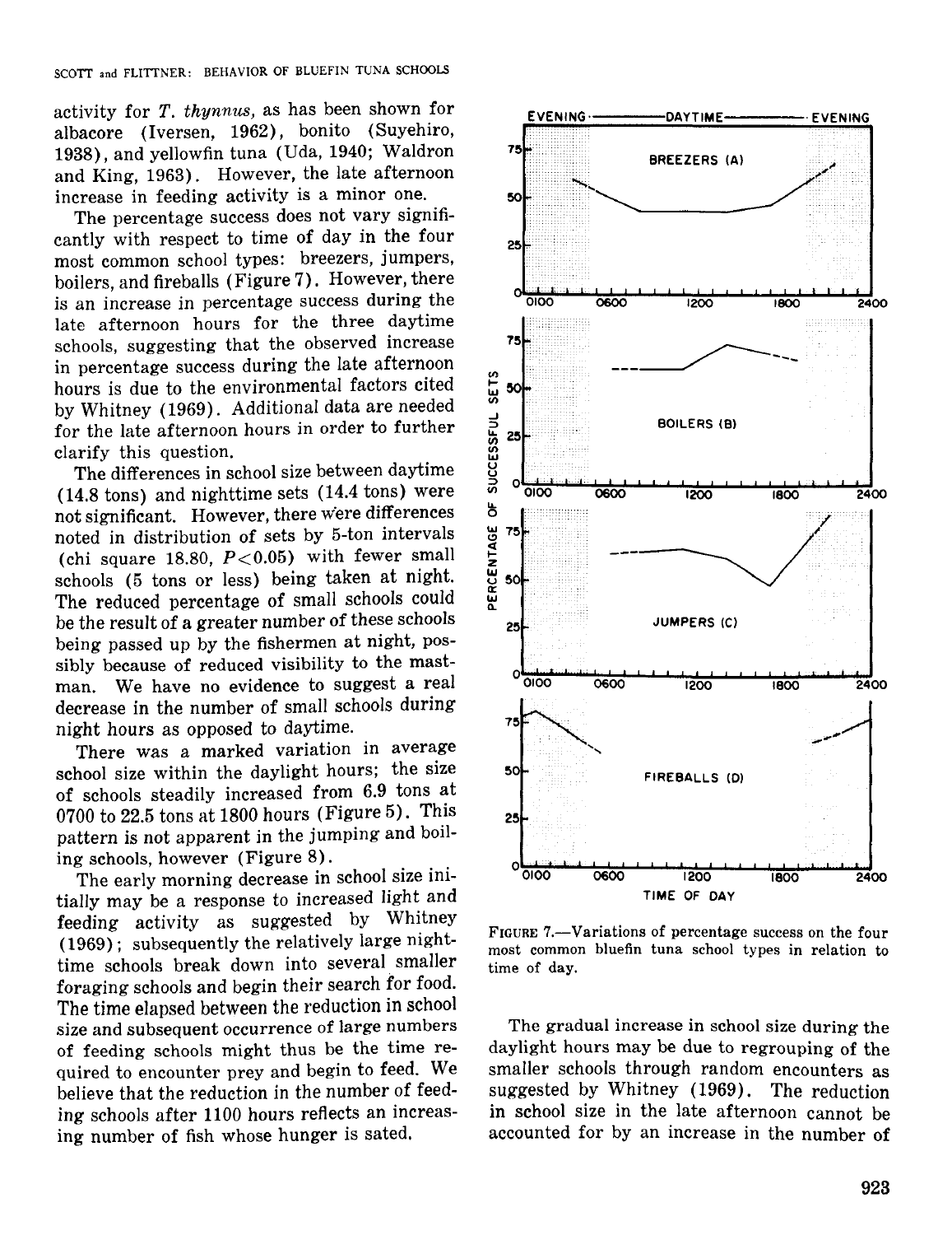activity for *T. thynnus*, as has been shown for albacore (Iversen, 1962), bonito (Suyehiro, 1938), and yellowfin tuna (Uda, 1940; Waldron and King, 1963). However, the late afternoon increase in feeding activity is a minor one.

The percentage success does not vary significantly with respect to time of day in the four most common school types: breezers, jumpers, boilers, and fireballs (Figure 7). However, there is an increase in percentage success during the late afternoon hours for the three daytime schools, suggesting that the observed increase in percentage success during the late afternoon hours is due to the environmental factors cited by Whitney (1969). Additional data are needed for the late afternoon hours in order to further clarify this question.

The differences in school size between daytime (14.8 tons) and nighttime sets (14.4 tons) were not significant. However, there were differences noted in distribution of sets by 5-ton intervals (chi square 18.80, $P < 0.05$) with fewer small schools (5 tons or less) being taken at night. The reduced percentage of small schools could be the result of a greater number of these schools being passed up by the fishermen at night, possibly because of reduced visibility to the mastman. We have no evidence to suggest a real decrease in the number of small schools during night hours as opposed to daytime.

There was a marked variation in average school size within the daylight hours; the size of schools steadily increased from 6.9 tons at 0700 to 22.5 tons at 1800 hours (Figure 5). This pattern is not apparent in the jumping and boiling schools, however (Figure 8).

The early morning decrease in school size initially may be a response to increased light and feeding activity as suggested by Whitney (1969); subsequently the relatively large nighttime schools break down into several smaller foraging schools and begin their search for food. The time elapsed between the reduction in school size and subsequent occurrence of large numbers of feeding schools might thus be the time required to encounter prey and begin to feed. We believe that the reduction in the number of feeding schools after 1100 hours reflects an increasing number of fish whose hunger is sated.

FIGURE 7.—Variations of percentage success on the four most common bluefin tuna school types in relation to time of day.

The gradual increase in school size during the daylight hours may be due to regrouping of the smaller schools through random encounters as suggested by Whitney (1969). The reduction in school size in the late afternoon cannot be accounted for by an increase in the number of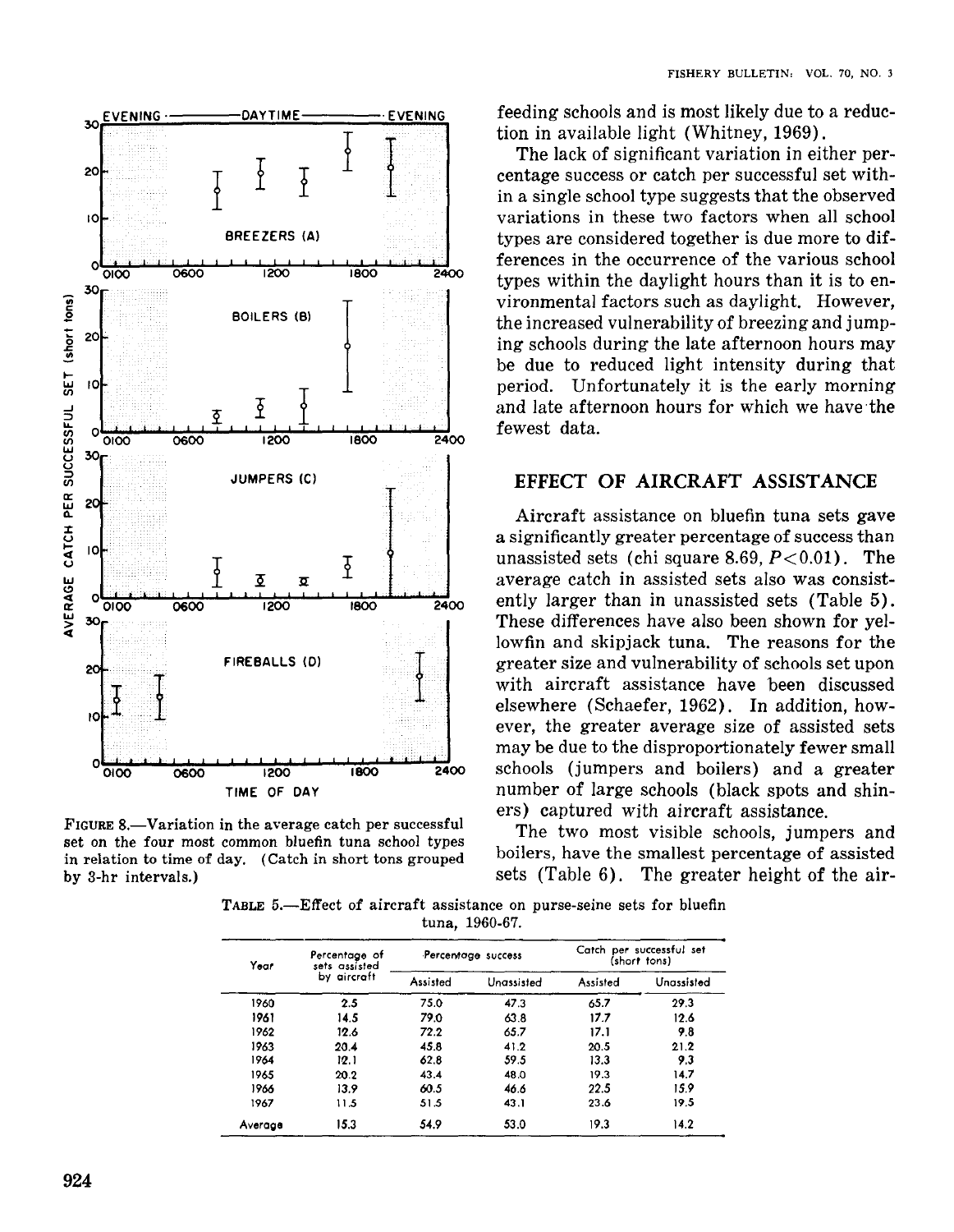FIGURE 8.—Variation in the average catch per successful set on the four most common bluefin tuna school types in relation to time of day. (Catch in short tons grouped by 3-hr intervals.)

feeding schools and is most likely due to a reduction in available light (Whitney, 1969).

The lack of significant variation in either percentage success or catch per successful set within a single school type suggests that the observed variations in these two factors when all school types are considered together is due more to differences in the occurrence of the various school types within the daylight hours than it is to environmental factors such as daylight. However, the increased vulnerability of breezing and jumping schools during the late afternoon hours may be due to reduced light intensity during that period. Unfortunately it is the early morning and late afternoon hours for which we have the fewest data.

## EFFECT OF AIRCRAFT ASSISTANCE

Aircraft assistance on bluefin tuna sets gave a significantly greater percentage of success than unassisted sets (chi square 8.69, $P<0.01$). The average catch in assisted sets also was consistently larger than in unassisted sets (Table 5). These differences have also been shown for yellowfin and skipjack tuna. The reasons for the greater size and vulnerability of schools set upon with aircraft assistance have been discussed elsewhere (Schaefer, 1962). In addition, however, the greater average size of assisted sets may be due to the disproportionately fewer small schools (jumpers and boilers) and a greater number of large schools (black spots and shiners) captured with aircraft assistance.

The two most visible schools, jumpers and boilers, have the smallest percentage of assisted sets (Table 6). The greater height of the air-

TABLE 5.—Effect of aircraft assistance on purse-seine sets for bluefin tuna, 1960-67.

| Year | Percentage of sets assisted by aircraft | Percentage success | | Catch per successful set (short tons) | |
|---|---|---|---|---|---|
| | | Assisted | Unassisted | Assisted | Unassisted |
| 1960 | 2.5 | 75.0 | 47.3 | 65.7 | 29.3 |
| 1961 | 14.5 | 79.0 | 63.8 | 17.7 | 12.6 |
| 1962 | 12.6 | 72.2 | 65.7 | 17.1 | 9.8 |
| 1963 | 20.4 | 45.8 | 41.2 | 20.5 | 21.2 |
| 1964 | 12.1 | 62.8 | 59.5 | 13.3 | 9.3 |
| 1965 | 20.2 | 43.4 | 48.0 | 19.3 | 14.7 |
| 1966 | 13.9 | 60.5 | 46.6 | 22.5 | 15.9 |
| 1967 | 11.5 | 51.5 | 43.1 | 23.6 | 19.5 |
| Average | 15.3 | 54.9 | 53.0 | 19.3 | 14.2 |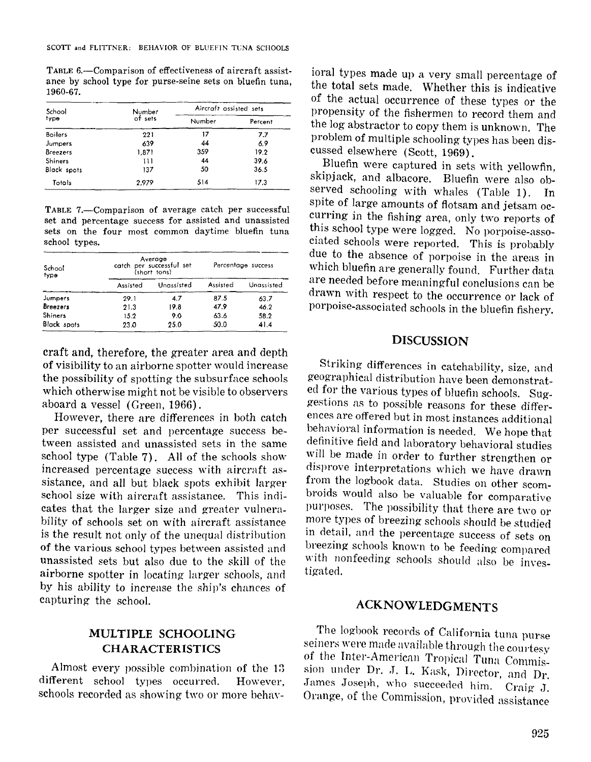TABLE 6.—Comparison of effectiveness of aircraft assistance by school type for purse-seine sets on bluefin tuna, 1960-67.

| School type | Number of sets | Aircraft assisted sets | |
|---|---|---|---|
| | | Number | Percent |
| Boilers | 221 | 17 | 7.7 |
| Jumpers | 639 | 44 | 6.9 |
| Breezers | 1,871 | 359 | 19.2 |
| Shiners | 111 | 44 | 39.6 |
| Black spots | 137 | 50 | 36.5 |
| Totals | 2,979 | 514 | 17.3 |

TABLE 7.—Comparison of average catch per successful set and percentage success for assisted and unassisted sets on the four most common daytime bluefin tuna school types.

| School type | Average catch per successful set (short tons) | | Percentage success | |
|---|---|---|---|---|
| | Assisted | Unassisted | Assisted | Unassisted |
| Jumpers | 29.1 | 4.7 | 87.5 | 63.7 |
| Breezers | 21.3 | 19.8 | 47.9 | 46.2 |
| Shiners | 15.2 | 9.0 | 63.6 | 58.2 |
| Black spots | 23.0 | 25.0 | 50.0 | 41.4 |

craft and, therefore, the greater area and depth of visibility to an airborne spotter would increase the possibility of spotting the subsurface schools which otherwise might not be visible to observers aboard a vessel (Green, 1966).

However, there are differences in both catch per successful set and percentage success between assisted and unassisted sets in the same school type (Table 7). All of the schools show increased percentage success with aircraft assistance, and all but black spots exhibit larger school size with aircraft assistance. This indicates that the larger size and greater vulnerability of schools set on with aircraft assistance is the result not only of the unequal distribution of the various school types between assisted and unassisted sets but also due to the skill of the airborne spotter in locating larger schools, and by his ability to increase the ship's chances of capturing the school.

## MULTIPLE SCHOOLING CHARACTERISTICS

Almost every possible combination of the 13 different school types occurred. However, schools recorded as showing two or more behavioral types made up a very small percentage of the total sets made. Whether this is indicative of the actual occurrence of these types or the propensity of the fishermen to record them and the log abstractor to copy them is unknown. The problem of multiple schooling types has been discussed elsewhere (Scott, 1969).

Bluefin were captured in sets with yellowfin, skipjack, and albacore. Bluefin were also observed schooling with whales (Table 1). In spite of large amounts of flotsam and jetsam occurring in the fishing area, only two reports of this school type were logged. No porpoise-associated schools were reported. This is probably due to the absence of porpoise in the areas in which bluefin are generally found. Further data are needed before meaningful conclusions can be drawn with respect to the occurrence or lack of porpoise-associated schools in the bluefin fishery.

## DISCUSSION

Striking differences in catchability, size, and geographical distribution have been demonstrated for the various types of bluefin schools. Suggestions as to possible reasons for these differences are offered but in most instances additional behavioral information is needed. We hope that definitive field and laboratory behavioral studies will be made in order to further strengthen or disprove interpretations which we have drawn from the logbook data. Studies on other scombroids would also be valuable for comparative purposes. The possibility that there are two or more types of breezing schools should be studied in detail, and the percentage success of sets on breezing schools known to be feeding compared with nonfeeding schools should also be investigated.

## ACKNOWLEDGMENTS

The logbook records of California tuna purse seiners were made available through the courtesy of the Inter-American Tropical Tuna Commission under Dr. J. L. Kask, Director, and Dr. James Joseph, who succeeded him. Craig J. Orange, of the Commission, provided assistance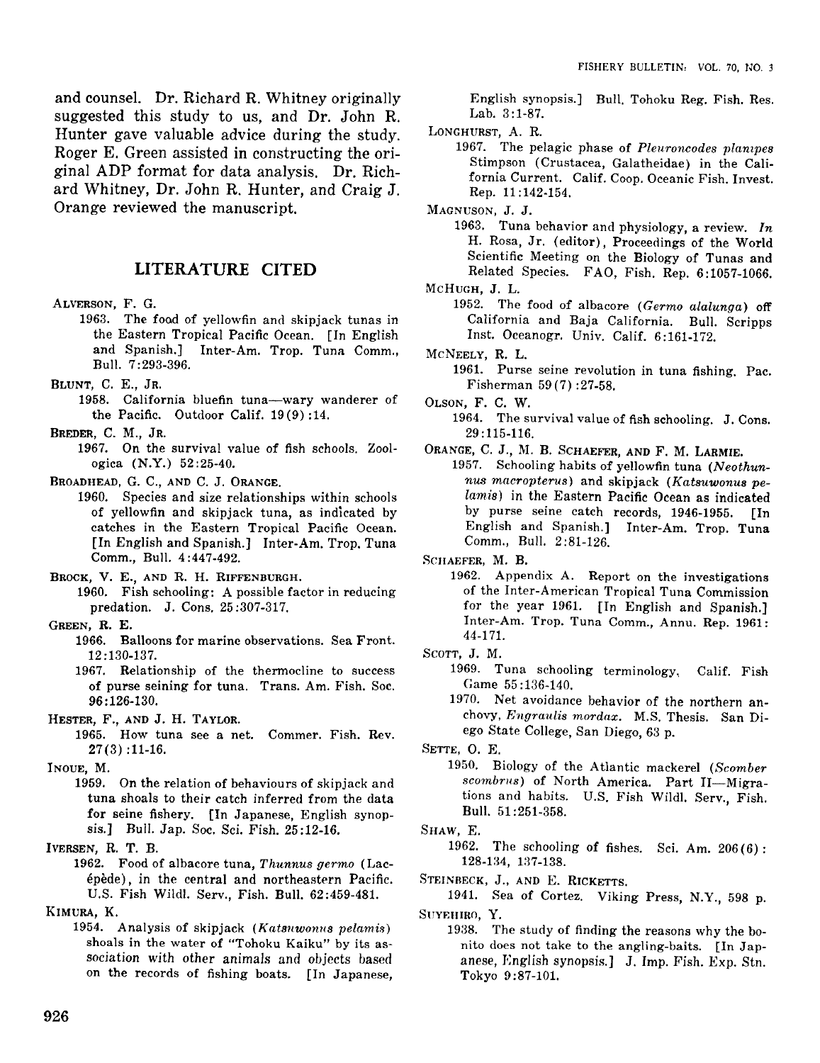and counsel. Dr. Richard R. Whitney originally suggested this study to us, and Dr. John R. Hunter gave valuable advice during the study. Roger E. Green assisted in constructing the original ADP format for data analysis. Dr. Richard Whitney, Dr. John R. Hunter, and Craig J. Orange reviewed the manuscript.

## LITERATURE CITED

ALVERSON, F. G.

1963. The food of yellowfin and skipjack tunas in the Eastern Tropical Pacific Ocean. [In English and Spanish.] Inter-Am. Trop. Tuna Comm., Bull. 7:293-396.

BLUNT, C. E., JR.

1958. California bluefin tuna—wary wanderer of the Pacific. Outdoor Calif. 19(9):14.

BREDER, C. M., JR.

1967. On the survival value of fish schools. Zoologica (N.Y.) 52:25-40.

BROADHEAD, G. C., AND C. J. ORANGE.

1960. Species and size relationships within schools of yellowfin and skipjack tuna, as indicated by catches in the Eastern Tropical Pacific Ocean. [In English and Spanish.] Inter-Am. Trop. Tuna Comm., Bull. 4:447-492.

BROCK, V. E., AND R. H. RIFFENBURGH.

1960. Fish schooling: A possible factor in reducing predation. J. Cons. 25:307-317.

GREEN, R. E.

1966. Balloons for marine observations. Sea Front. 12:130-137.

1967. Relationship of the thermocline to success of purse seining for tuna. Trans. Am. Fish. Soc. 96:126-130.

HESTER, F., AND J. H. TAYLOR.

1965. How tuna see a net. Commer. Fish. Rev. 27(3):11-16.

INOUE, M.

1959. On the relation of behaviours of skipjack and tuna shoals to their catch inferred from the data for seine fishery. [In Japanese, English synopsis.] Bull. Jap. Soc. Sci. Fish. 25:12-16.

IVERSEN, R. T. B.

1962. Food of albacore tuna, *Thunnus germo* (Lacépède), in the central and northeastern Pacific. U.S. Fish Wildl. Serv., Fish. Bull. 62:459-481.

KIMURA, K.

1954. Analysis of skipjack (*Katsuwonus pelamis*) shoals in the water of "Tohoku Kaiku" by its association with other animals and objects based on the records of fishing boats. [In Japanese, English synopsis.] Bull. Tohoku Reg. Fish. Res. Lab. 3:1-87.

LONGHURST, A. R.

1967. The pelagic phase of *Pleuroncodes planipes* Stimpson (Crustacea, Galatheidae) in the California Current. Calif. Coop. Oceanic Fish. Invest. Rep. 11:142-154.

MAGNUSON, J. J.

1963. Tuna behavior and physiology, a review. *In* H. Rosa, Jr. (editor), Proceedings of the World Scientific Meeting on the Biology of Tunas and Related Species. FAO, Fish. Rep. 6:1057-1066.

MCHUGH, J. L.

1952. The food of albacore (*Germo alalunga*) off California and Baja California. Bull. Scripps Inst. Oceanogr. Univ. Calif. 6:161-172.

MCNEELY, R. L.

1961. Purse seine revolution in tuna fishing. Pac. Fisherman 59(7):27-58.

OLSON, F. C. W.

1964. The survival value of fish schooling. J. Cons. 29:115-116.

ORANGE, C. J., M. B. SCHAEFER, AND F. M. LARMIE.

1957. Schooling habits of yellowfin tuna (*Neothunnus macropterus*) and skipjack (*Katsuwonus pelamis*) in the Eastern Pacific Ocean as indicated by purse seine catch records, 1946-1955. [In English and Spanish.] Inter-Am. Trop. Tuna Comm., Bull. 2:81-126.

SCHAEFER, M. B.

1962. Appendix A. Report on the investigations of the Inter-American Tropical Tuna Commission for the year 1961. [In English and Spanish.] Inter-Am. Trop. Tuna Comm., Annu. Rep. 1961: 44-171.

SCOTT, J. M.

1969. Tuna schooling terminology. Calif. Fish Game 55:136-140.

1970. Net avoidance behavior of the northern anchovy, *Engraulis mordax*. M.S. Thesis. San Diego State College, San Diego, 63 p.

SETTE, O. E.

1950. Biology of the Atlantic mackerel (*Scomber scombrus*) of North America. Part II—Migrations and habits. U.S. Fish Wildl. Serv., Fish. Bull. 51:251-358.

SHAW, E.

1962. The schooling of fishes. Sci. Am. 206(6): 128-134, 137-138.

STEINBECK, J., AND E. RICKETTS.

1941. Sea of Cortez. Viking Press, N.Y., 598 p.

SUYEHIRO, Y.

1938. The study of finding the reasons why the bonito does not take to the angling-baits. [In Japanese, English synopsis.] J. Imp. Fish. Exp. Stn. Tokyo 9:87-101.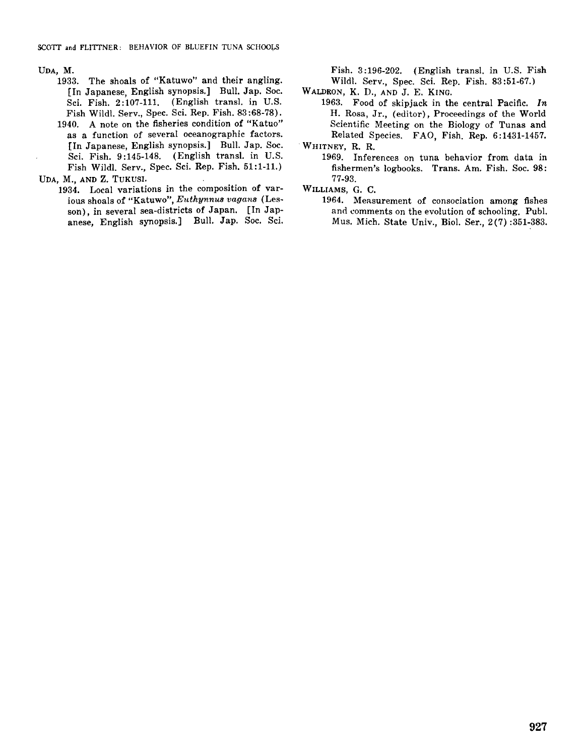UDA, M.

1933. The shoals of "Katuwo" and their angling. [In Japanese, English synopsis.] Bull. Jap. Soc. Sci. Fish. 2:107-111. (English transl. in U.S. Fish Wildl. Serv., Spec. Sci. Rep. Fish. 83:68-78).

1940. A note on the fisheries condition of "Katuo" as a function of several oceanographic factors. [In Japanese, English synopsis.] Bull. Jap. Soc. Sci. Fish. 9:145-148. (English transl. in U.S. Fish Wildl. Serv., Spec. Sci. Rep. Fish. 51:1-11.)

UDA, M., AND Z. TUKUSI.

1934. Local variations in the composition of various shoals of "Katuwo", *Euthynnus vagans* (Lesson), in several sea-districts of Japan. [In Japanese, English synopsis.] Bull. Jap. Soc. Sci. Fish. 3:196-202. (English transl. in U.S. Fish Wildl. Serv., Spec. Sci. Rep. Fish. 83:51-67.)

WALDRON, K. D., AND J. E. KING.

1963. Food of skipjack in the central Pacific. *In* H. Rosa, Jr., (editor), Proceedings of the World Scientific Meeting on the Biology of Tunas and Related Species. FAO, Fish. Rep. 6:1431-1457.

WHITNEY, R. R.

1969. Inferences on tuna behavior from data in fishermen's logbooks. Trans. Am. Fish. Soc. 98: 77-93.

WILLIAMS, G. C.

1964. Measurement of consociation among fishes and comments on the evolution of schooling. Publ. Mus. Mich. State Univ., Biol. Ser., 2(7):351-383.